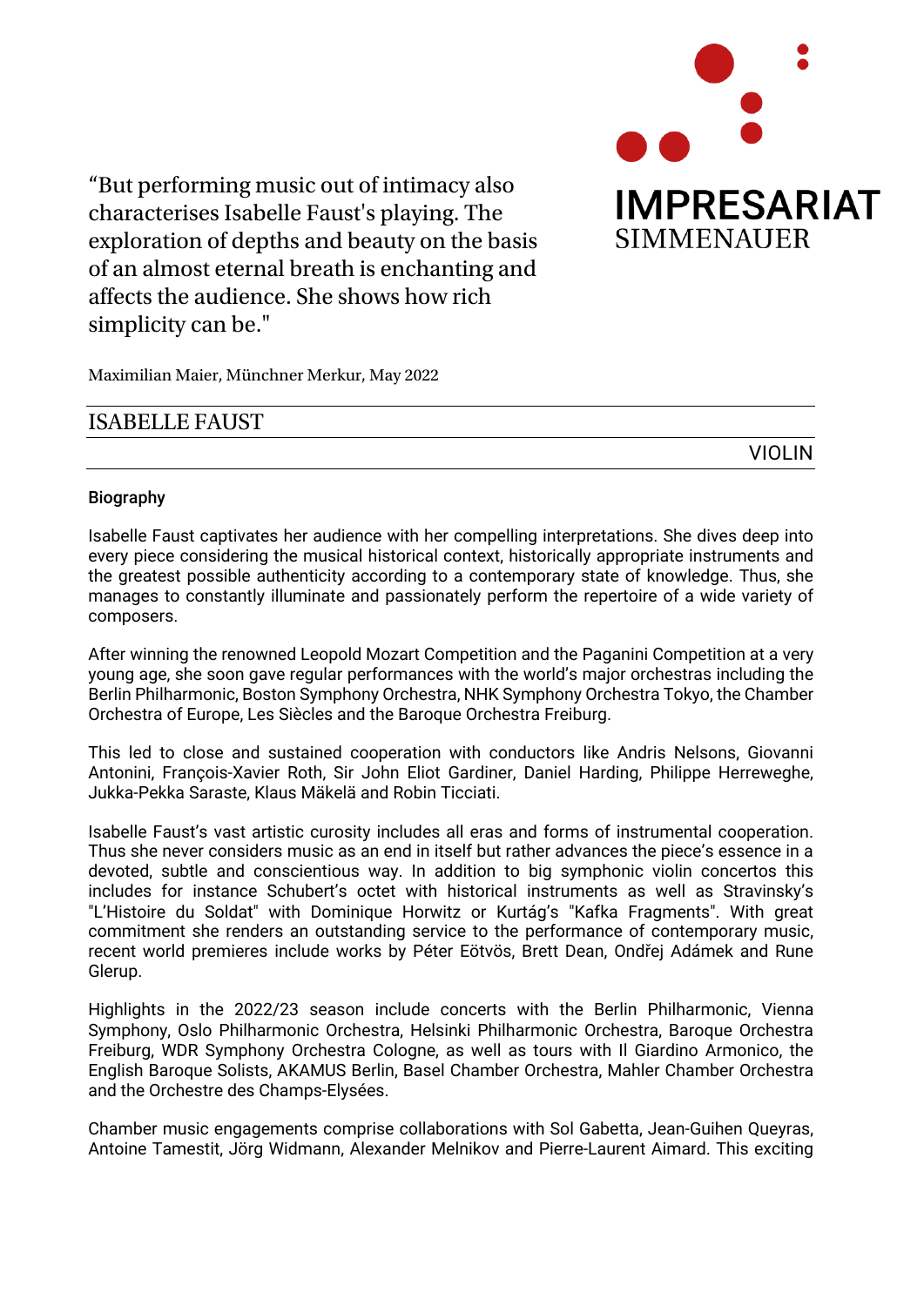IMPRESARIAT
SIMMENAUER

“But performing music out of intimacy also characterises Isabelle Faust's playing. The exploration of depths and beauty on the basis of an almost eternal breath is enchanting and affects the audience. She shows how rich simplicity can be."

Maximilian Maier, Münchner Merkur, May 2022

# ISABELLE FAUST

VIOLIN

## Biography

Isabelle Faust captivates her audience with her compelling interpretations. She dives deep into every piece considering the musical historical context, historically appropriate instruments and the greatest possible authenticity according to a contemporary state of knowledge. Thus, she manages to constantly illuminate and passionately perform the repertoire of a wide variety of composers.

After winning the renowned Leopold Mozart Competition and the Paganini Competition at a very young age, she soon gave regular performances with the world’s major orchestras including the Berlin Philharmonic, Boston Symphony Orchestra, NHK Symphony Orchestra Tokyo, the Chamber Orchestra of Europe, Les Siècles and the Baroque Orchestra Freiburg.

This led to close and sustained cooperation with conductors like Andris Nelsons, Giovanni Antonini, François-Xavier Roth, Sir John Eliot Gardiner, Daniel Harding, Philippe Herreweghe, Jukka-Pekka Saraste, Klaus Mäkelä and Robin Ticciati.

Isabelle Faust’s vast artistic curosity includes all eras and forms of instrumental cooperation. Thus she never considers music as an end in itself but rather advances the piece’s essence in a devoted, subtle and conscientious way. In addition to big symphonic violin concertos this includes for instance Schubert’s octet with historical instruments as well as Stravinsky’s "L’Histoire du Soldat" with Dominique Horwitz or Kurtág’s "Kafka Fragments". With great commitment she renders an outstanding service to the performance of contemporary music, recent world premieres include works by Péter Eötvös, Brett Dean, Ondřej Adámek and Rune Glerup.

Highlights in the 2022/23 season include concerts with the Berlin Philharmonic, Vienna Symphony, Oslo Philharmonic Orchestra, Helsinki Philharmonic Orchestra, Baroque Orchestra Freiburg, WDR Symphony Orchestra Cologne, as well as tours with Il Giardino Armonico, the English Baroque Solists, AKAMUS Berlin, Basel Chamber Orchestra, Mahler Chamber Orchestra and the Orchestre des Champs-Elysées.

Chamber music engagements comprise collaborations with Sol Gabetta, Jean-Guihen Queyras, Antoine Tamestit, Jörg Widmann, Alexander Melnikov and Pierre-Laurent Aimard. This exciting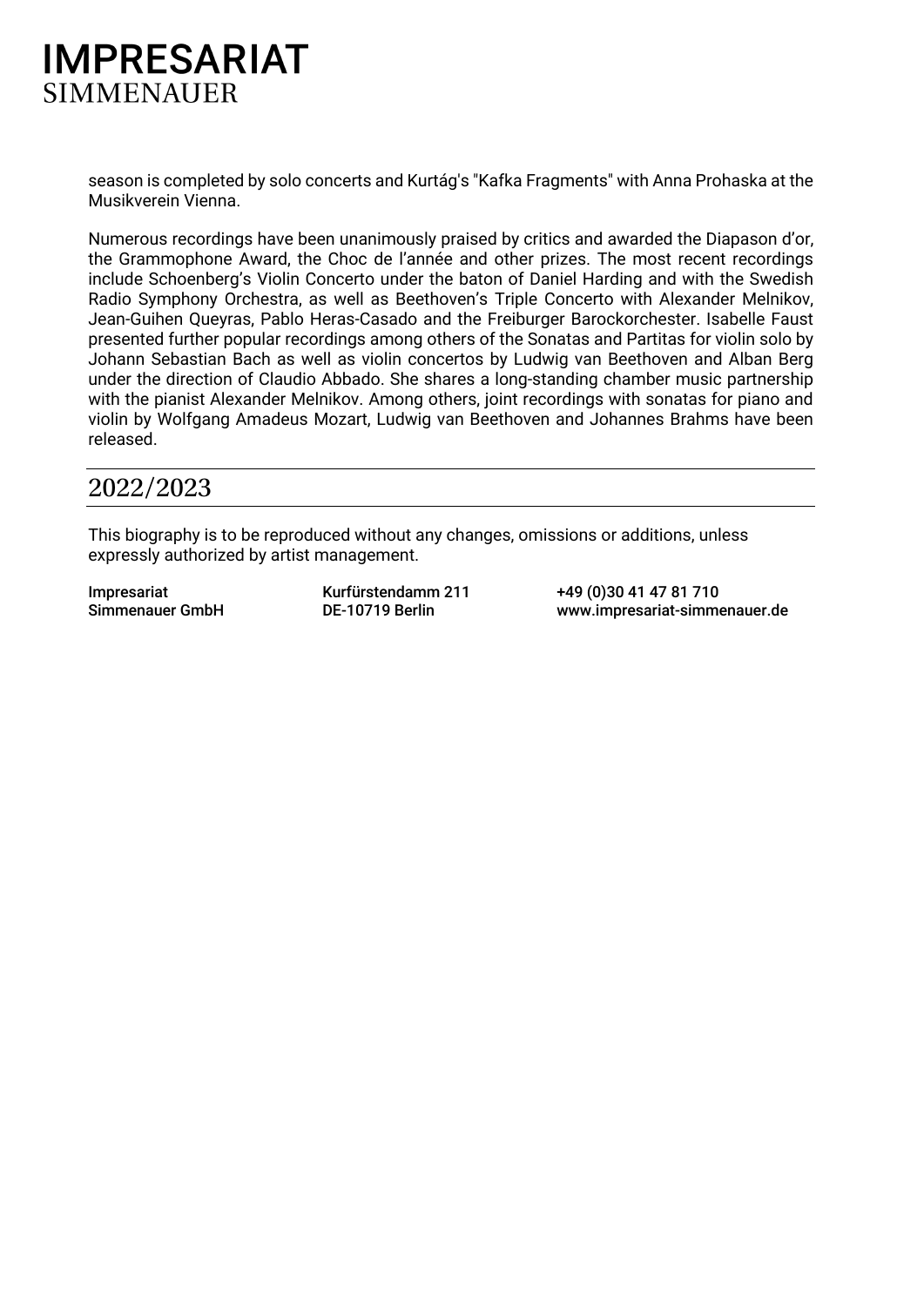season is completed by solo concerts and Kurtág's "Kafka Fragments" with Anna Prohaska at the Musikverein Vienna.

Numerous recordings have been unanimously praised by critics and awarded the Diapason d'or, the Grammophone Award, the Choc de l'année and other prizes. The most recent recordings include Schoenberg's Violin Concerto under the baton of Daniel Harding and with the Swedish Radio Symphony Orchestra, as well as Beethoven's Triple Concerto with Alexander Melnikov, Jean-Guihen Queyras, Pablo Heras-Casado and the Freiburger Barockorchester. Isabelle Faust presented further popular recordings among others of the Sonatas and Partitas for violin solo by Johann Sebastian Bach as well as violin concertos by Ludwig van Beethoven and Alban Berg under the direction of Claudio Abbado. She shares a long-standing chamber music partnership with the pianist Alexander Melnikov. Among others, joint recordings with sonatas for piano and violin by Wolfgang Amadeus Mozart, Ludwig van Beethoven and Johannes Brahms have been released.

## 2022/2023

This biography is to be reproduced without any changes, omissions or additions, unless expressly authorized by artist management.

Impresariat Simmenauer GmbH
Kurfürstendamm 211
DE-10719 Berlin
+49 (0)30 41 47 81 710
www.impresariat-simmenauer.de